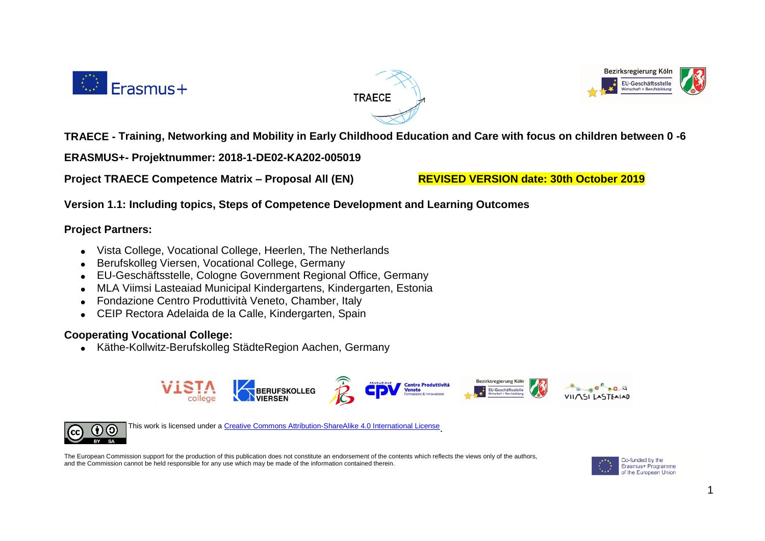**TRAECE - Training, Networking and Mobility in Early Childhood Education and Care with focus on children between 0 -6**

**ERASMUS+- Projektnummer: 2018-1-DE02-KA202-005019**

**Project TRAECE Competence Matrix – Proposal All (EN)** **REVISED VERSION date: 30th October 2019**

**Version 1.1: Including topics, Steps of Competence Development and Learning Outcomes**

**Project Partners:**

- Vista College, Vocational College, Heerlen, The Netherlands
- Berufskolleg Viersen, Vocational College, Germany
- EU-Geschäftsstelle, Cologne Government Regional Office, Germany
- MLA Viimsi Lasteaiad Municipal Kindergartens, Kindergarten, Estonia
- Fondazione Centro Produttività Veneto, Chamber, Italy
- CEIP Rectora Adelaida de la Calle, Kindergarten, Spain

**Cooperating Vocational College:**

- Käthe-Kollwitz-Berufskolleg StädteRegion Aachen, Germany

This work is licensed under a Creative Commons Attribution-ShareAlike 4.0 International License.

The European Commission support for the production of this publication does not constitute an endorsement of the contents which reflects the views only of the authors, and the Commission cannot be held responsible for any use which may be made of the information contained therein.

Co-funded by the Erasmus+ Programme of the European Union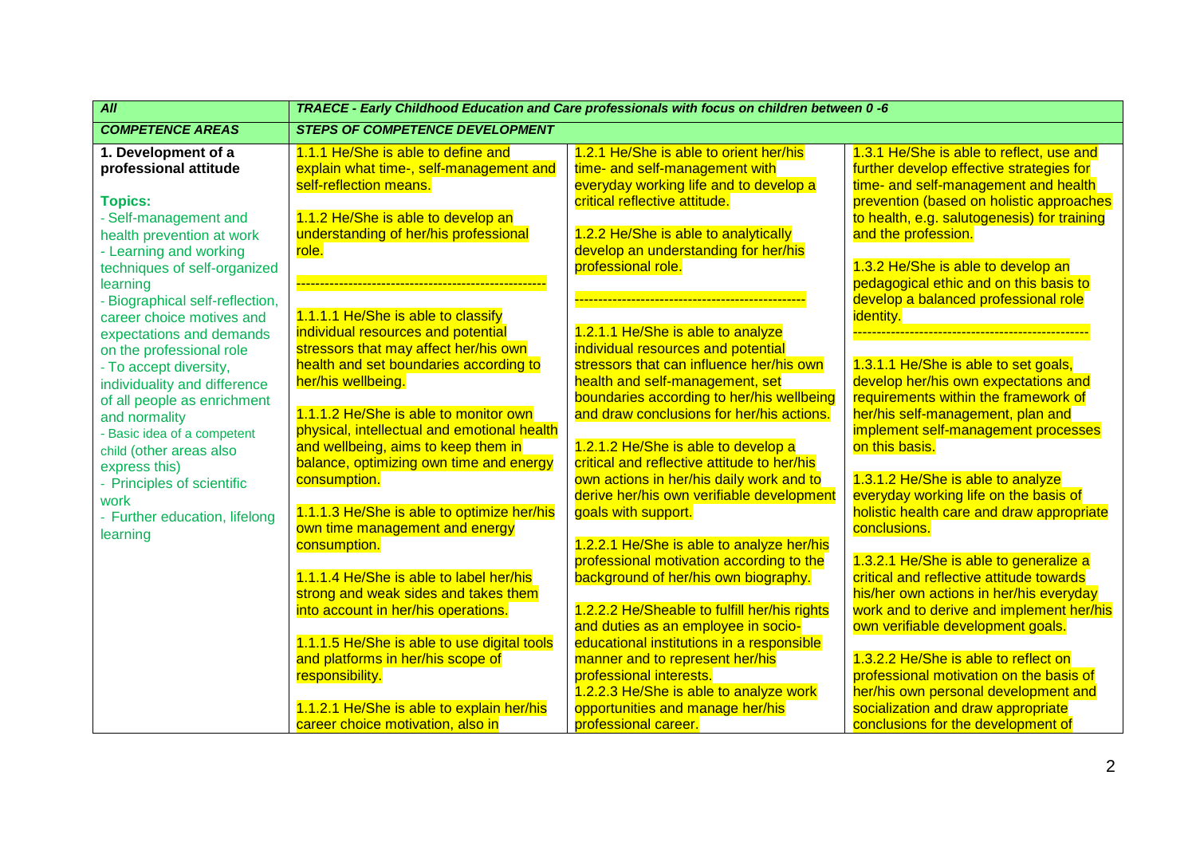| All | TRAECE - Early Childhood Education and Care professionals with focus on children between 0 -6 | | |
|---|---|---|---|
| **COMPETENCE AREAS** | **STEPS OF COMPETENCE DEVELOPMENT** | | |
| **1. Development of a professional attitude**<br><br>**Topics:**<br>- Self-management and health prevention at work<br>- Learning and working techniques of self-organized learning<br>- Biographical self-reflection, career choice motives and expectations and demands on the professional role<br>- To accept diversity, individuality and difference of all people as enrichment and normality<br>- Basic idea of a competent child (other areas also express this)<br>- Principles of scientific work<br>- Further education, lifelong learning | 1.1.1 He/She is able to define and explain what time-, self-management and self-reflection means.<br><br>1.1.2 He/She is able to develop an understanding of her/his professional role.<br><br>----------------------------------------------------<br><br>1.1.1.1 He/She is able to classify individual resources and potential stressors that may affect her/his own health and set boundaries according to her/his wellbeing.<br><br>1.1.1.2 He/She is able to monitor own physical, intellectual and emotional health and wellbeing, aims to keep them in balance, optimizing own time and energy consumption.<br><br>1.1.1.3 He/She is able to optimize her/his own time management and energy consumption.<br><br>1.1.1.4 He/She is able to label her/his strong and weak sides and takes them into account in her/his operations.<br><br>1.1.1.5 He/She is able to use digital tools and platforms in her/his scope of responsibility.<br><br>1.1.2.1 He/She is able to explain her/his career choice motivation, also in | 1.2.1 He/She is able to orient her/his time- and self-management with everyday working life and to develop a critical reflective attitude.<br><br>1.2.2 He/She is able to analytically develop an understanding for her/his professional role.<br><br>------------------------------------------------<br><br>1.2.1.1 He/She is able to analyze individual resources and potential stressors that can influence her/his own health and self-management, set boundaries according to her/his wellbeing and draw conclusions for her/his actions.<br><br>1.2.1.2 He/She is able to develop a critical and reflective attitude to her/his own actions in her/his daily work and to derive her/his own verifiable development goals with support.<br><br>1.2.2.1 He/She is able to analyze her/his professional motivation according to the background of her/his own biography.<br><br>1.2.2.2 He/Sheable to fulfill her/his rights and duties as an employee in socio-educational institutions in a responsible manner and to represent her/his professional interests.<br>1.2.2.3 He/She is able to analyze work opportunities and manage her/his professional career. | 1.3.1 He/She is able to reflect, use and further develop effective strategies for time- and self-management and health prevention (based on holistic approaches to health, e.g. salutogenesis) for training and the profession.<br><br>1.3.2 He/She is able to develop an pedagogical ethic and on this basis to develop a balanced professional role identity.<br>------------------------------------------------<br><br>1.3.1.1 He/She is able to set goals, develop her/his own expectations and requirements within the framework of her/his self-management, plan and implement self-management processes on this basis.<br><br>1.3.1.2 He/She is able to analyze everyday working life on the basis of holistic health care and draw appropriate conclusions.<br><br>1.3.2.1 He/She is able to generalize a critical and reflective attitude towards his/her own actions in her/his everyday work and to derive and implement her/his own verifiable development goals.<br><br>1.3.2.2 He/She is able to reflect on professional motivation on the basis of her/his own personal development and socialization and draw appropriate conclusions for the development of |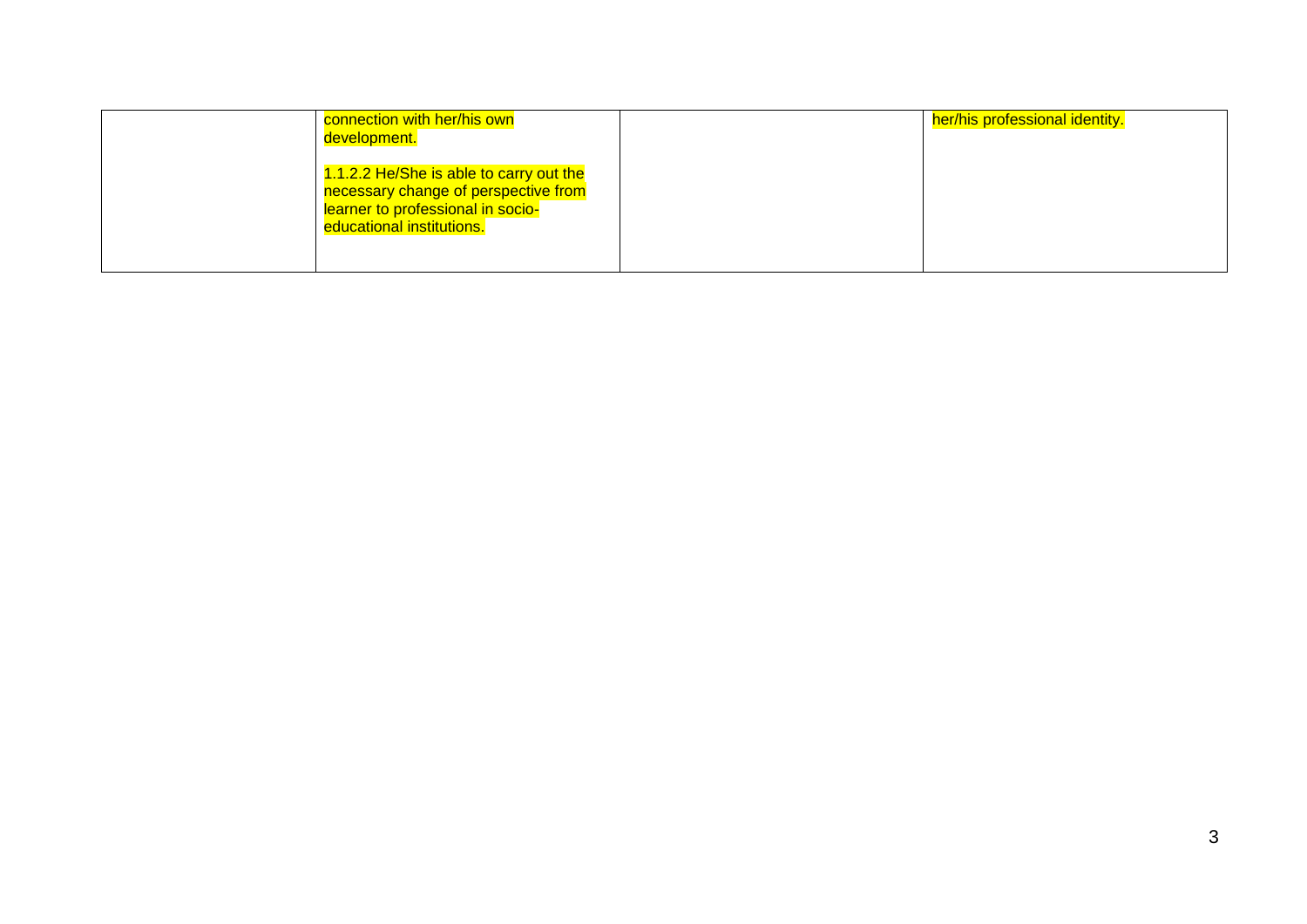| | | | |
|---|---|---|---|
| | connection with her/his own development.<br><br>1.1.2.2 He/She is able to carry out the necessary change of perspective from learner to professional in socio-educational institutions. | | her/his professional identity. |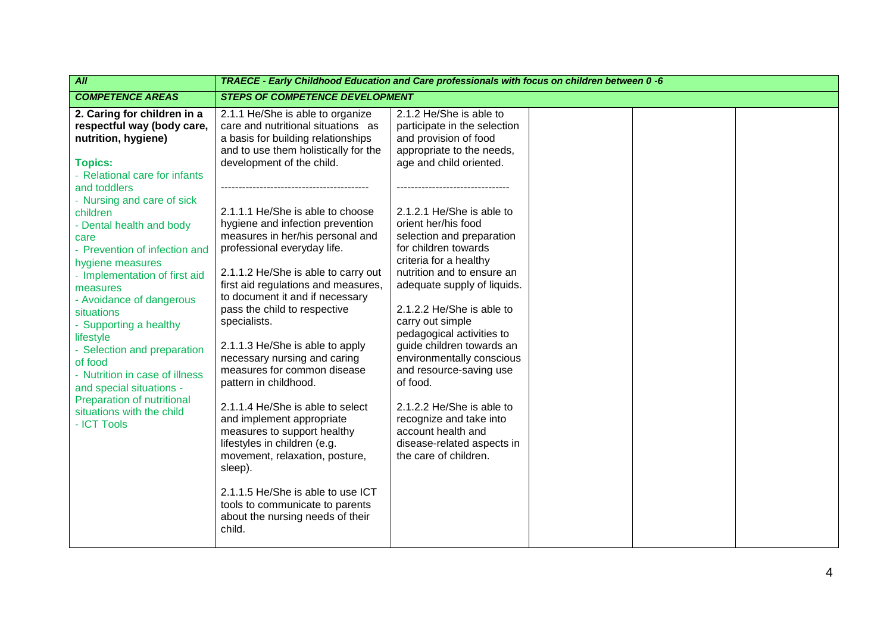| *All* | *TRAECE - Early Childhood Education and Care professionals with focus on children between 0 -6* | | | | |
|---|---|---|---|---|---|
| ***COMPETENCE AREAS*** | ***STEPS OF COMPETENCE DEVELOPMENT*** | | | | |
| **2. Caring for children in a respectful way (body care, nutrition, hygiene)**<br><br>**Topics:**<br>- Relational care for infants and toddlers<br>- Nursing and care of sick children<br>- Dental health and body care<br>- Prevention of infection and hygiene measures<br>- Implementation of first aid measures<br>- Avoidance of dangerous situations<br>- Supporting a healthy lifestyle<br>- Selection and preparation of food<br>- Nutrition in case of illness and special situations - Preparation of nutritional situations with the child<br>- ICT Tools | 2.1.1 He/She is able to organize care and nutritional situations as a basis for building relationships and to use them holistically for the development of the child.<br><br>------------------------------------------<br><br>2.1.1.1 He/She is able to choose hygiene and infection prevention measures in her/his personal and professional everyday life.<br><br>2.1.1.2 He/She is able to carry out first aid regulations and measures, to document it and if necessary pass the child to respective specialists.<br><br>2.1.1.3 He/She is able to apply necessary nursing and caring measures for common disease pattern in childhood.<br><br>2.1.1.4 He/She is able to select and implement appropriate measures to support healthy lifestyles in children (e.g. movement, relaxation, posture, sleep).<br><br>2.1.1.5 He/She is able to use ICT tools to communicate to parents about the nursing needs of their child. | 2.1.2 He/She is able to participate in the selection and provision of food appropriate to the needs, age and child oriented.<br><br>--------------------------------<br><br>2.1.2.1 He/She is able to orient her/his food selection and preparation for children towards criteria for a healthy nutrition and to ensure an adequate supply of liquids.<br><br>2.1.2.2 He/She is able to carry out simple pedagogical activities to guide children towards an environmentally conscious and resource-saving use of food.<br><br>2.1.2.2 He/She is able to recognize and take into account health and disease-related aspects in the care of children. | | | |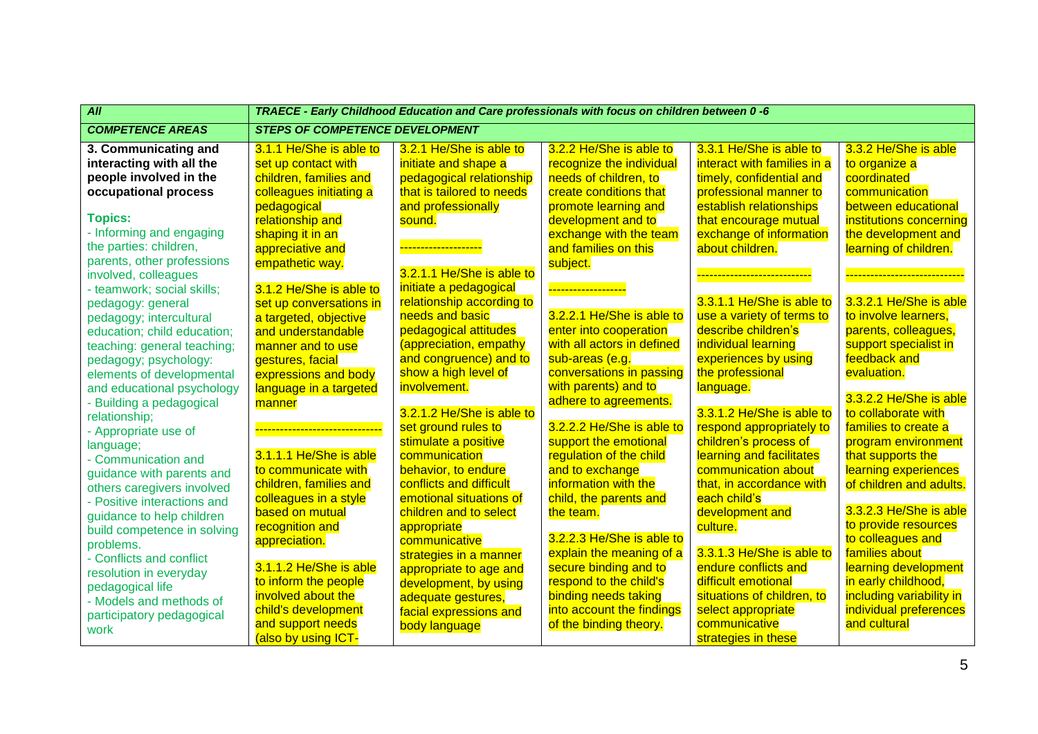| All | TRAECE - Early Childhood Education and Care professionals with focus on children between 0 -6 | | | | |
|---|---|---|---|---|---|
| **COMPETENCE AREAS** | **STEPS OF COMPETENCE DEVELOPMENT** | | | | |
| **3. Communicating and interacting with all the people involved in the occupational process**<br><br>**Topics:**<br>- Informing and engaging the parties: children, parents, other professions involved, colleagues<br>- teamwork; social skills; pedagogy: general pedagogy; intercultural education; child education; teaching: general teaching; pedagogy; psychology: elements of developmental and educational psychology<br>- Building a pedagogical relationship;<br>- Appropriate use of language;<br>- Communication and guidance with parents and others caregivers involved<br>- Positive interactions and guidance to help children build competence in solving problems.<br>- Conflicts and conflict resolution in everyday pedagogical life<br>- Models and methods of participatory pedagogical work | 3.1.1 He/She is able to set up contact with children, families and colleagues initiating a pedagogical relationship and shaping it in an appreciative and empathetic way.<br><br>3.1.2 He/She is able to set up conversations in a targeted, objective and understandable manner and to use gestures, facial expressions and body language in a targeted manner<br><br>------------------------------<br><br>3.1.1.1 He/She is able to communicate with children, families and colleagues in a style based on mutual recognition and appreciation.<br><br>3.1.1.2 He/She is able to inform the people involved about the child's development and support needs (also by using ICT- | 3.2.1 He/She is able to initiate and shape a pedagogical relationship that is tailored to needs and professionally sound.<br><br>-------------------<br><br>3.2.1.1 He/She is able to initiate a pedagogical relationship according to needs and basic pedagogical attitudes (appreciation, empathy and congruence) and to show a high level of involvement.<br><br>3.2.1.2 He/She is able to set ground rules to stimulate a positive communication behavior, to endure conflicts and difficult emotional situations of children and to select appropriate communicative strategies in a manner appropriate to age and development, by using adequate gestures, facial expressions and body language | 3.2.2 He/She is able to recognize the individual needs of children, to create conditions that promote learning and development and to exchange with the team and families on this subject.<br><br>------------------<br><br>3.2.2.1 He/She is able to enter into cooperation with all actors in defined sub-areas (e.g. conversations in passing with parents) and to adhere to agreements.<br><br>3.2.2.2 He/She is able to support the emotional regulation of the child and to exchange information with the child, the parents and the team.<br><br>3.2.2.3 He/She is able to explain the meaning of a secure binding and to respond to the child's binding needs taking into account the findings of the binding theory. | 3.3.1 He/She is able to interact with families in a timely, confidential and professional manner to establish relationships that encourage mutual exchange of information about children.<br><br>---------------------------<br><br>3.3.1.1 He/She is able to use a variety of terms to describe children's individual learning experiences by using the professional language.<br><br>3.3.1.2 He/She is able to respond appropriately to children's process of learning and facilitates communication about that, in accordance with each child's development and culture.<br><br>3.3.1.3 He/She is able to endure conflicts and difficult emotional situations of children, to select appropriate communicative strategies in these | 3.3.2 He/She is able to organize a coordinated communication between educational institutions concerning the development and learning of children.<br><br>----------------------------<br><br>3.3.2.1 He/She is able to involve learners, parents, colleagues, support specialist in feedback and evaluation.<br><br>3.3.2.2 He/She is able to collaborate with families to create a program environment that supports the learning experiences of children and adults.<br><br>3.3.2.3 He/She is able to provide resources to colleagues and families about learning development in early childhood, including variability in individual preferences and cultural |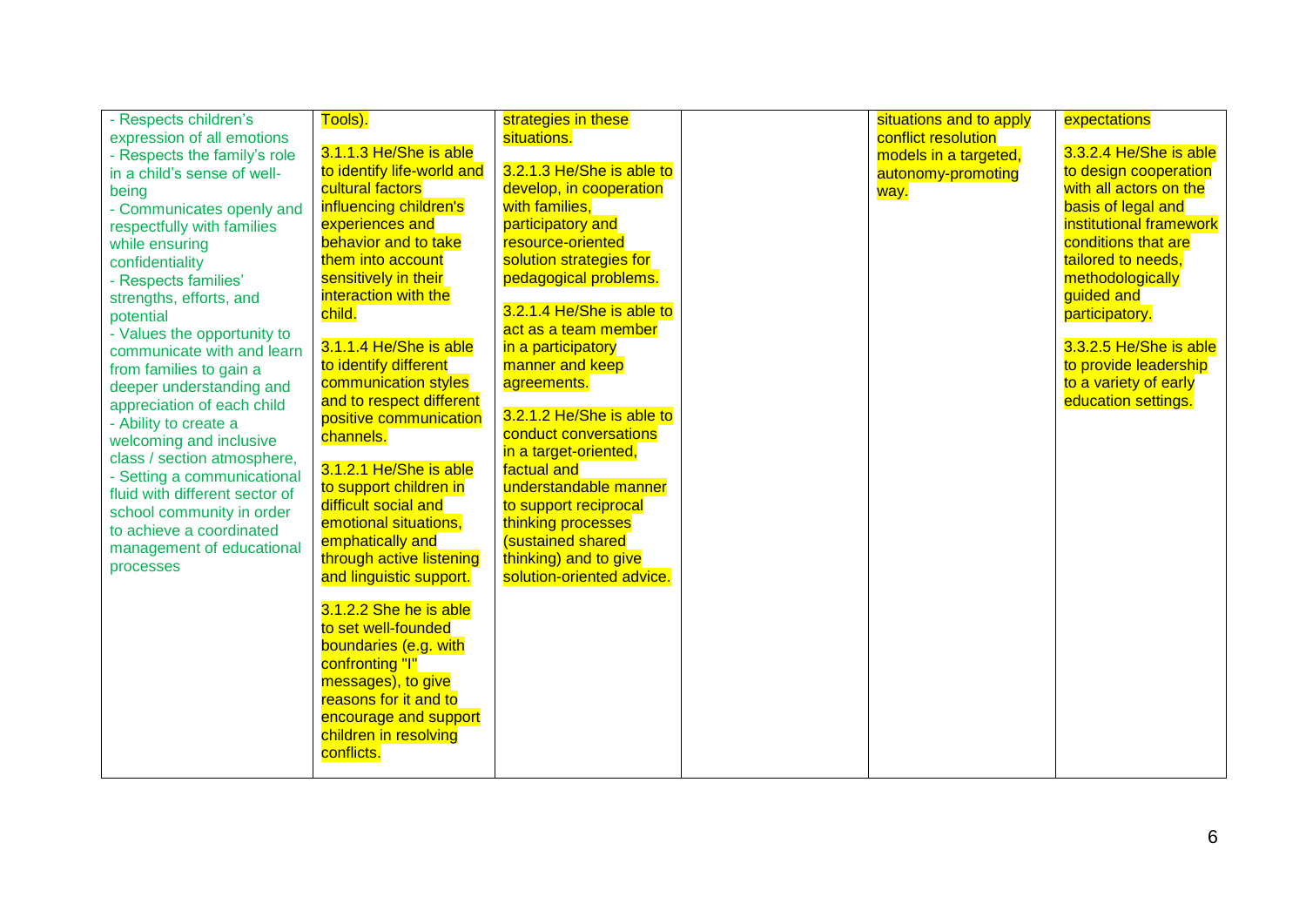| | | | | | |
|---|---|---|---|---|---|
| - Respects children's expression of all emotions<br>- Respects the family's role in a child's sense of well-being<br>- Communicates openly and respectfully with families while ensuring confidentiality<br>- Respects families' strengths, efforts, and potential<br>- Values the opportunity to communicate with and learn from families to gain a deeper understanding and appreciation of each child<br>- Ability to create a welcoming and inclusive class / section atmosphere,<br>- Setting a communicational fluid with different sector of school community in order to achieve a coordinated management of educational processes | Tools).<br><br>3.1.1.3 He/She is able to identify life-world and cultural factors influencing children's experiences and behavior and to take them into account sensitively in their interaction with the child.<br><br>3.1.1.4 He/She is able to identify different communication styles and to respect different positive communication channels.<br><br>3.1.2.1 He/She is able to support children in difficult social and emotional situations, emphatically and through active listening and linguistic support.<br><br>3.1.2.2 She he is able to set well-founded boundaries (e.g. with confronting "I" messages), to give reasons for it and to encourage and support children in resolving conflicts. | strategies in these situations.<br><br>3.2.1.3 He/She is able to develop, in cooperation with families, participatory and resource-oriented solution strategies for pedagogical problems.<br><br>3.2.1.4 He/She is able to act as a team member in a participatory manner and keep agreements.<br><br>3.2.1.2 He/She is able to conduct conversations in a target-oriented, factual and understandable manner to support reciprocal thinking processes (sustained shared thinking) and to give solution-oriented advice. | | situations and to apply conflict resolution models in a targeted, autonomy-promoting way. | expectations<br><br>3.3.2.4 He/She is able to design cooperation with all actors on the basis of legal and institutional framework conditions that are tailored to needs, methodologically guided and participatory.<br><br>3.3.2.5 He/She is able to provide leadership to a variety of early education settings. |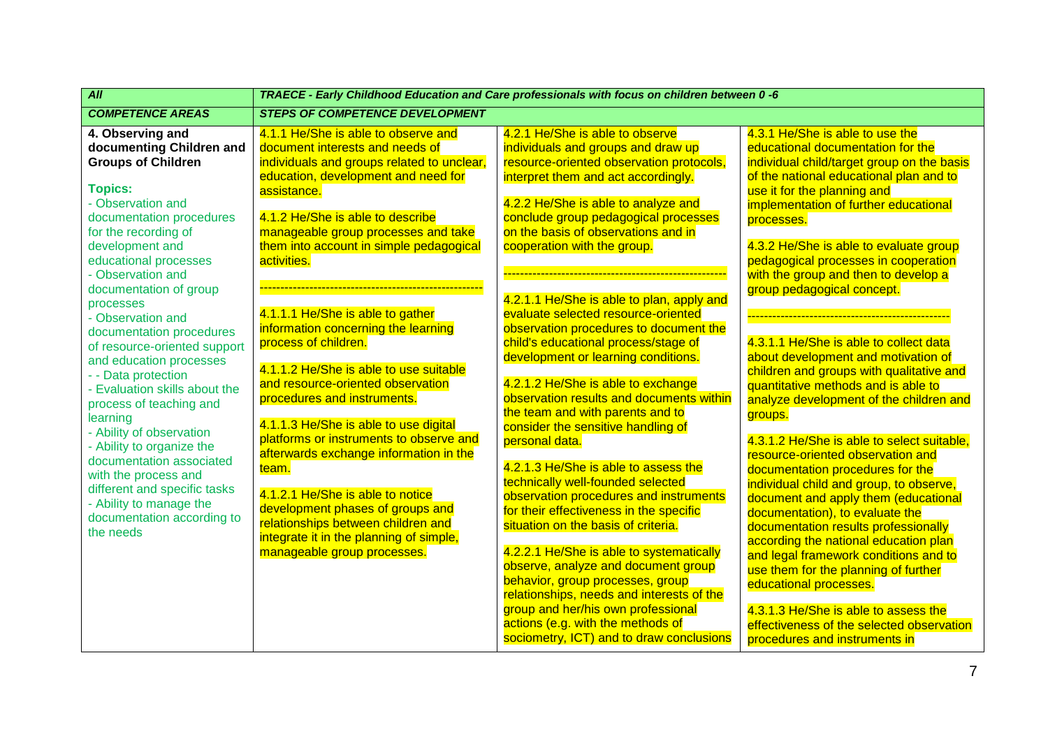| *All* | *TRAECE - Early Childhood Education and Care professionals with focus on children between 0 -6* | | |
|---|---|---|---|
| ***COMPETENCE AREAS*** | ***STEPS OF COMPETENCE DEVELOPMENT*** | | |
| **4. Observing and documenting Children and Groups of Children**<br><br>**Topics:**<br>- Observation and documentation procedures for the recording of development and educational processes<br>- Observation and documentation of group processes<br>- Observation and documentation procedures of resource-oriented support and education processes<br>- - Data protection<br>- Evaluation skills about the process of teaching and learning<br>- Ability of observation<br>- Ability to organize the documentation associated with the process and different and specific tasks<br>- Ability to manage the documentation according to the needs | 4.1.1 He/She is able to observe and document interests and needs of individuals and groups related to unclear, education, development and need for assistance.<br><br>4.1.2 He/She is able to describe manageable group processes and take them into account in simple pedagogical activities.<br><br>-----------------------------------------------------<br><br>4.1.1.1 He/She is able to gather information concerning the learning process of children.<br><br>4.1.1.2 He/She is able to use suitable and resource-oriented observation procedures and instruments.<br><br>4.1.1.3 He/She is able to use digital platforms or instruments to observe and afterwards exchange information in the team.<br><br>4.1.2.1 He/She is able to notice development phases of groups and relationships between children and integrate it in the planning of simple, manageable group processes. | 4.2.1 He/She is able to observe individuals and groups and draw up resource-oriented observation protocols, interpret them and act accordingly.<br><br>4.2.2 He/She is able to analyze and conclude group pedagogical processes on the basis of observations and in cooperation with the group.<br><br>-----------------------------------------------------<br><br>4.2.1.1 He/She is able to plan, apply and evaluate selected resource-oriented observation procedures to document the child's educational process/stage of development or learning conditions.<br><br>4.2.1.2 He/She is able to exchange observation results and documents within the team and with parents and to consider the sensitive handling of personal data.<br><br>4.2.1.3 He/She is able to assess the technically well-founded selected observation procedures and instruments for their effectiveness in the specific situation on the basis of criteria.<br><br>4.2.2.1 He/She is able to systematically observe, analyze and document group behavior, group processes, group relationships, needs and interests of the group and her/his own professional actions (e.g. with the methods of sociometry, ICT) and to draw conclusions | 4.3.1 He/She is able to use the educational documentation for the individual child/target group on the basis of the national educational plan and to use it for the planning and implementation of further educational processes.<br><br>4.3.2 He/She is able to evaluate group pedagogical processes in cooperation with the group and then to develop a group pedagogical concept.<br><br>-----------------------------------------------<br><br>4.3.1.1 He/She is able to collect data about development and motivation of children and groups with qualitative and quantitative methods and is able to analyze development of the children and groups.<br><br>4.3.1.2 He/She is able to select suitable, resource-oriented observation and documentation procedures for the individual child and group, to observe, document and apply them (educational documentation), to evaluate the documentation results professionally according the national education plan and legal framework conditions and to use them for the planning of further educational processes.<br><br>4.3.1.3 He/She is able to assess the effectiveness of the selected observation procedures and instruments in |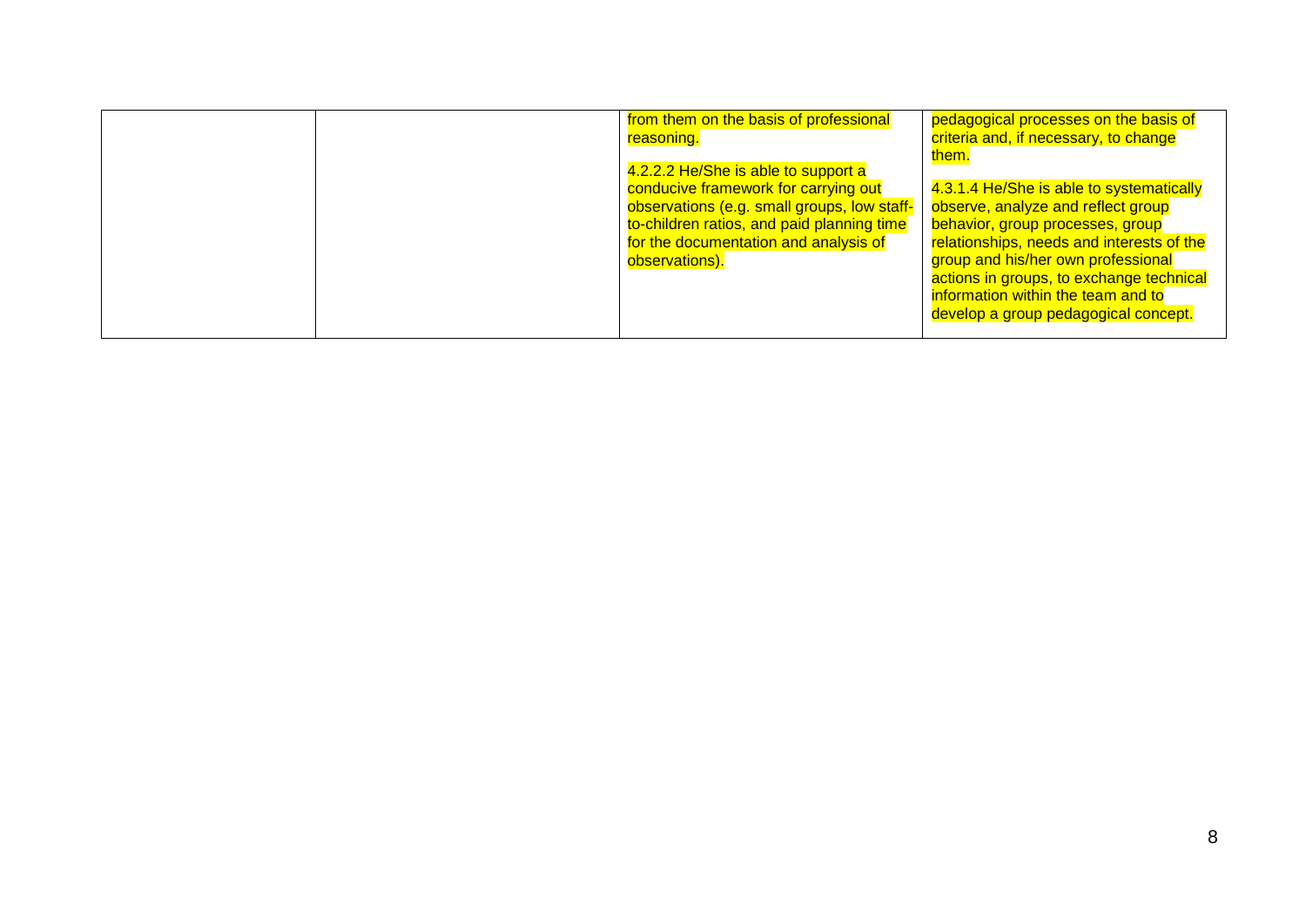| | | | |
|---|---|---|---|
| | | from them on the basis of professional reasoning.<br><br>4.2.2.2 He/She is able to support a conducive framework for carrying out observations (e.g. small groups, low staff-to-children ratios, and paid planning time for the documentation and analysis of observations). | pedagogical processes on the basis of criteria and, if necessary, to change them.<br><br>4.3.1.4 He/She is able to systematically observe, analyze and reflect group behavior, group processes, group relationships, needs and interests of the group and his/her own professional actions in groups, to exchange technical information within the team and to develop a group pedagogical concept. |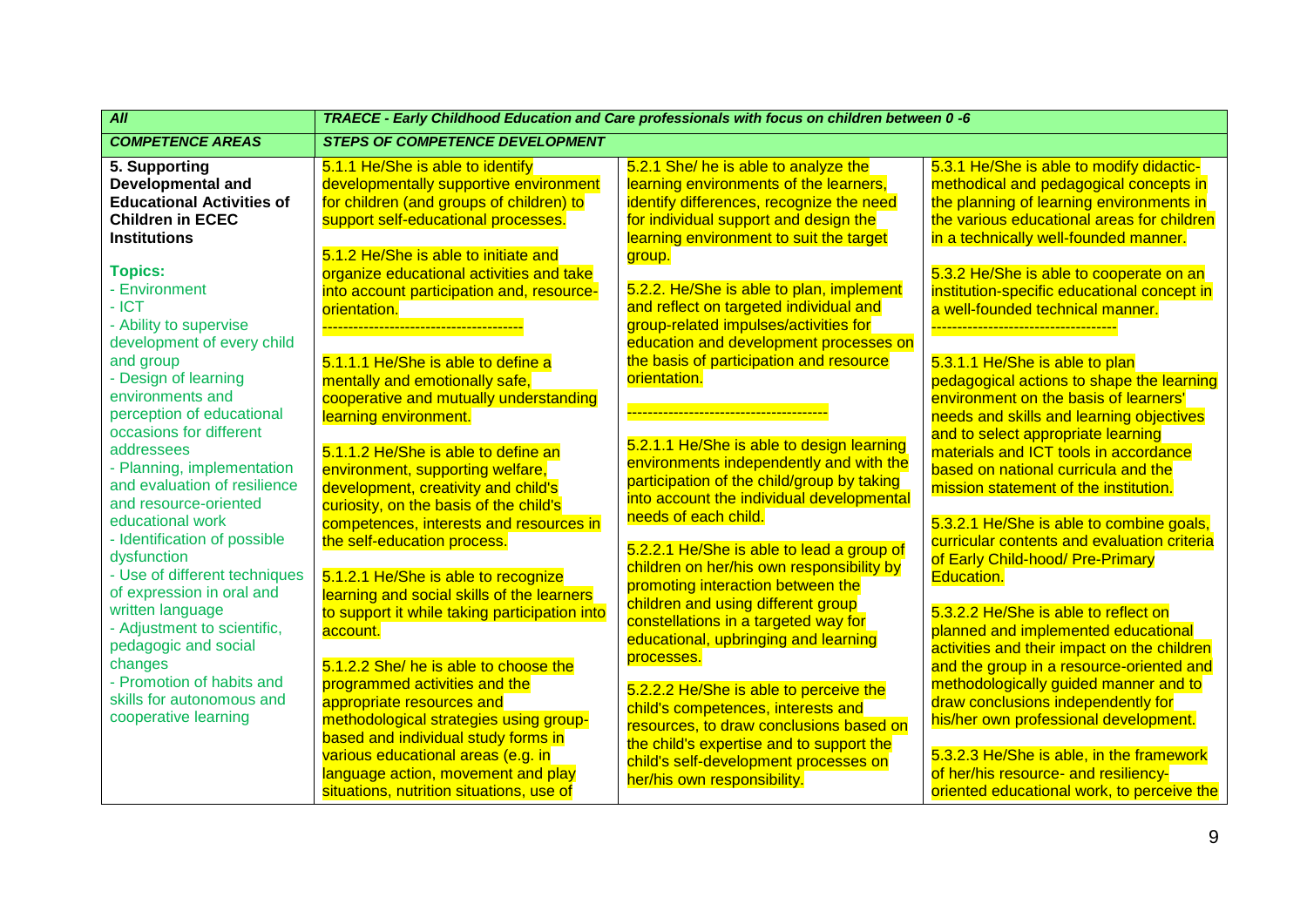| All | TRAECE - Early Childhood Education and Care professionals with focus on children between 0 -6 | | |
|---|---|---|---|
| **COMPETENCE AREAS** | **STEPS OF COMPETENCE DEVELOPMENT** | | |
| **5. Supporting Developmental and Educational Activities of Children in ECEC Institutions**<br><br>**Topics:**<br>- Environment<br>- ICT<br>- Ability to supervise development of every child and group<br>- Design of learning environments and perception of educational occasions for different addressees<br>- Planning, implementation and evaluation of resilience and resource-oriented educational work<br>- Identification of possible dysfunction<br>- Use of different techniques of expression in oral and written language<br>- Adjustment to scientific, pedagogic and social changes<br>- Promotion of habits and skills for autonomous and cooperative learning | 5.1.1 He/She is able to identify developmentally supportive environment for children (and groups of children) to support self-educational processes.<br><br>5.1.2 He/She is able to initiate and organize educational activities and take into account participation and, resource-orientation.<br>--------------------------------------<br><br>5.1.1.1 He/She is able to define a mentally and emotionally safe, cooperative and mutually understanding learning environment.<br><br>5.1.1.2 He/She is able to define an environment, supporting welfare, development, creativity and child's curiosity, on the basis of the child's competences, interests and resources in the self-education process.<br><br>5.1.2.1 He/She is able to recognize learning and social skills of the learners to support it while taking participation into account.<br><br>5.1.2.2 She/ he is able to choose the programmed activities and the appropriate resources and methodological strategies using group-based and individual study forms in various educational areas (e.g. in language action, movement and play situations, nutrition situations, use of | 5.2.1 She/ he is able to analyze the learning environments of the learners, identify differences, recognize the need for individual support and design the learning environment to suit the target group.<br><br>5.2.2. He/She is able to plan, implement and reflect on targeted individual and group-related impulses/activities for education and development processes on the basis of participation and resource orientation.<br><br>--------------------------------------<br><br>5.2.1.1 He/She is able to design learning environments independently and with the participation of the child/group by taking into account the individual developmental needs of each child.<br><br>5.2.2.1 He/She is able to lead a group of children on her/his own responsibility by promoting interaction between the children and using different group constellations in a targeted way for educational, upbringing and learning processes.<br><br>5.2.2.2 He/She is able to perceive the child's competences, interests and resources, to draw conclusions based on the child's expertise and to support the child's self-development processes on her/his own responsibility. | 5.3.1 He/She is able to modify didactic-methodical and pedagogical concepts in the planning of learning environments in the various educational areas for children in a technically well-founded manner.<br><br>5.3.2 He/She is able to cooperate on an institution-specific educational concept in a well-founded technical manner.<br>-----------------------------------<br><br>5.3.1.1 He/She is able to plan pedagogical actions to shape the learning environment on the basis of learners' needs and skills and learning objectives and to select appropriate learning materials and ICT tools in accordance based on national curricula and the mission statement of the institution.<br><br>5.3.2.1 He/She is able to combine goals, curricular contents and evaluation criteria of Early Child-hood/ Pre-Primary Education.<br><br>5.3.2.2 He/She is able to reflect on planned and implemented educational activities and their impact on the children and the group in a resource-oriented and methodologically guided manner and to draw conclusions independently for his/her own professional development.<br><br>5.3.2.3 He/She is able, in the framework of her/his resource- and resiliency-oriented educational work, to perceive the |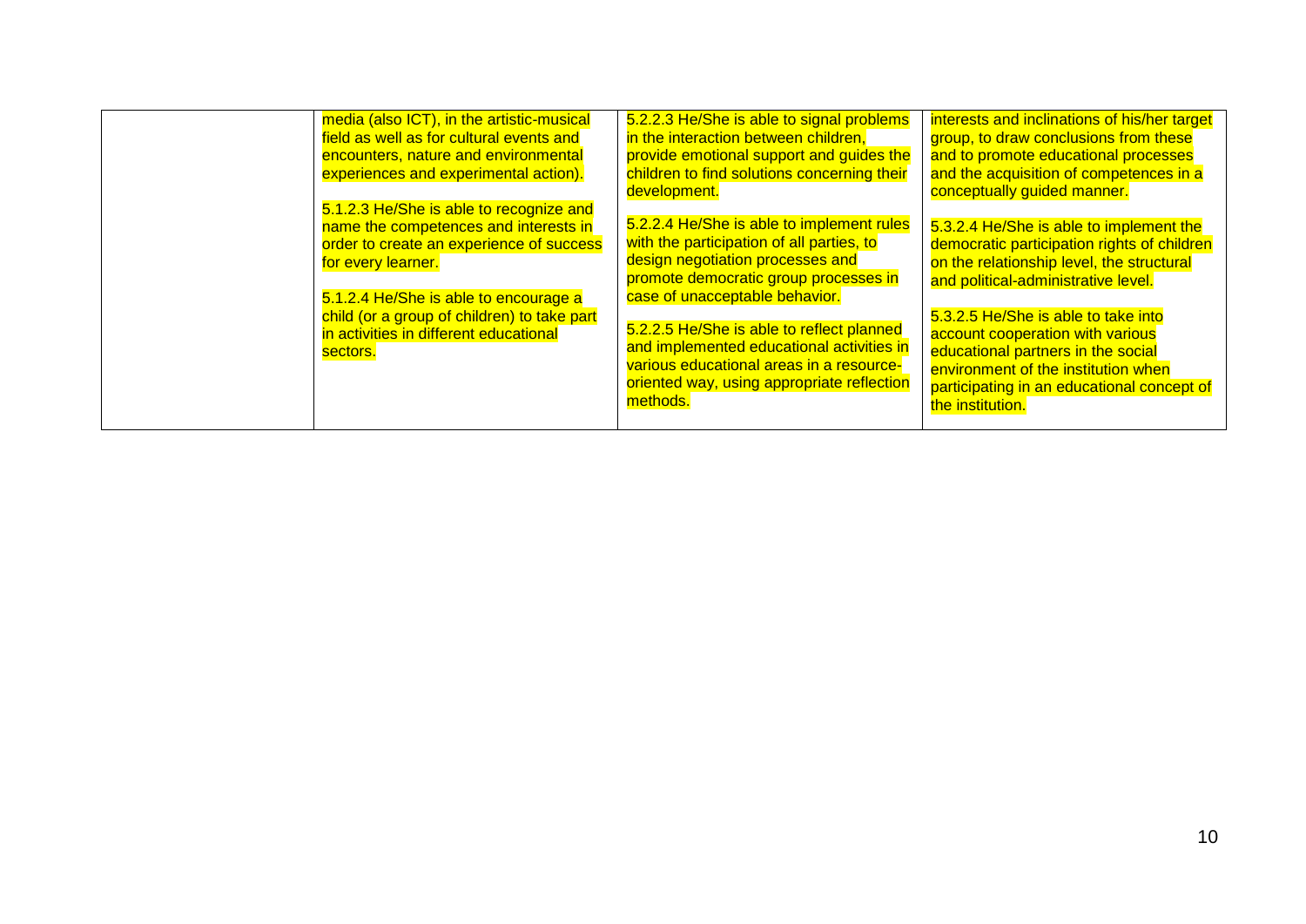|  | media (also ICT), in the artistic-musical field as well as for cultural events and encounters, nature and environmental experiences and experimental action).<br><br>5.1.2.3 He/She is able to recognize and name the competences and interests in order to create an experience of success for every learner.<br><br>5.1.2.4 He/She is able to encourage a child (or a group of children) to take part in activities in different educational sectors. | 5.2.2.3 He/She is able to signal problems in the interaction between children, provide emotional support and guides the children to find solutions concerning their development.<br><br>5.2.2.4 He/She is able to implement rules with the participation of all parties, to design negotiation processes and promote democratic group processes in case of unacceptable behavior.<br><br>5.2.2.5 He/She is able to reflect planned and implemented educational activities in various educational areas in a resource-oriented way, using appropriate reflection methods. | interests and inclinations of his/her target group, to draw conclusions from these and to promote educational processes and the acquisition of competences in a conceptually guided manner.<br><br>5.3.2.4 He/She is able to implement the democratic participation rights of children on the relationship level, the structural and political-administrative level.<br><br>5.3.2.5 He/She is able to take into account cooperation with various educational partners in the social environment of the institution when participating in an educational concept of the institution. |
|---|---|---|---|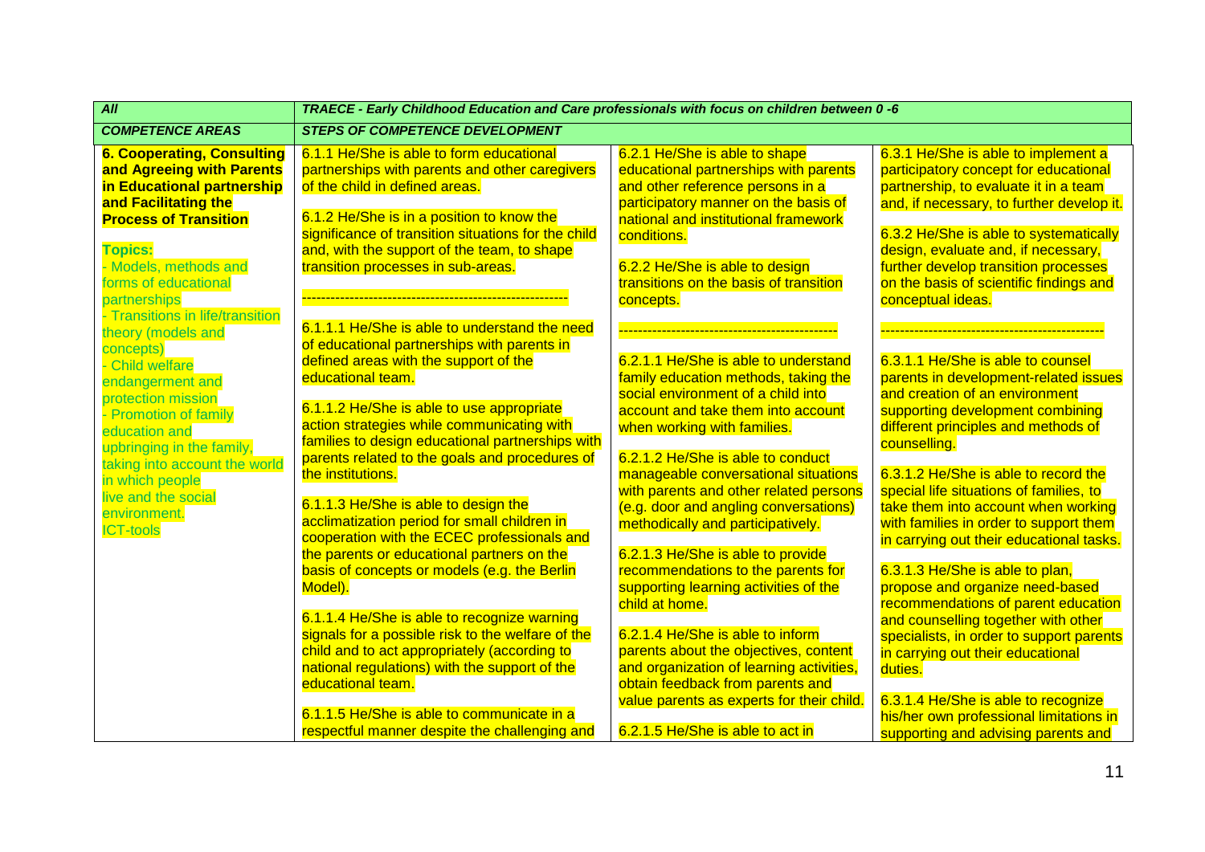| All | TRAECE - Early Childhood Education and Care professionals with focus on children between 0 -6 | | |
|---|---|---|---|
| ***COMPETENCE AREAS*** | ***STEPS OF COMPETENCE DEVELOPMENT*** | | |
| **6. Cooperating, Consulting and Agreeing with Parents in Educational partnership and Facilitating the Process of Transition**<br><br>**Topics:**<br>- Models, methods and forms of educational partnerships<br>- Transitions in life/transition theory (models and concepts)<br>- Child welfare endangerment and protection mission<br>- Promotion of family education and upbringing in the family, taking into account the world in which people live and the social environment.<br>ICT-tools | 6.1.1 He/She is able to form educational partnerships with parents and other caregivers of the child in defined areas.<br><br>6.1.2 He/She is in a position to know the significance of transition situations for the child and, with the support of the team, to shape transition processes in sub-areas.<br><br>-------------------------------------------------------<br><br>6.1.1.1 He/She is able to understand the need of educational partnerships with parents in defined areas with the support of the educational team.<br><br>6.1.1.2 He/She is able to use appropriate action strategies while communicating with families to design educational partnerships with parents related to the goals and procedures of the institutions.<br><br>6.1.1.3 He/She is able to design the acclimatization period for small children in cooperation with the ECEC professionals and the parents or educational partners on the basis of concepts or models (e.g. the Berlin Model).<br><br>6.1.1.4 He/She is able to recognize warning signals for a possible risk to the welfare of the child and to act appropriately (according to national regulations) with the support of the educational team.<br><br>6.1.1.5 He/She is able to communicate in a respectful manner despite the challenging and | 6.2.1 He/She is able to shape educational partnerships with parents and other reference persons in a participatory manner on the basis of national and institutional framework conditions.<br><br>6.2.2 He/She is able to design transitions on the basis of transition concepts.<br><br>---------------------------------------------<br><br>6.2.1.1 He/She is able to understand family education methods, taking the social environment of a child into account and take them into account when working with families.<br><br>6.2.1.2 He/She is able to conduct manageable conversational situations with parents and other related persons (e.g. door and angling conversations) methodically and participatively.<br><br>6.2.1.3 He/She is able to provide recommendations to the parents for supporting learning activities of the child at home.<br><br>6.2.1.4 He/She is able to inform parents about the objectives, content and organization of learning activities, obtain feedback from parents and value parents as experts for their child.<br><br>6.2.1.5 He/She is able to act in | 6.3.1 He/She is able to implement a participatory concept for educational partnership, to evaluate it in a team and, if necessary, to further develop it.<br><br>6.3.2 He/She is able to systematically design, evaluate and, if necessary, further develop transition processes on the basis of scientific findings and conceptual ideas.<br><br>----------------------------------------------<br><br>6.3.1.1 He/She is able to counsel parents in development-related issues and creation of an environment supporting development combining different principles and methods of counselling.<br><br>6.3.1.2 He/She is able to record the special life situations of families, to take them into account when working with families in order to support them in carrying out their educational tasks.<br><br>6.3.1.3 He/She is able to plan, propose and organize need-based recommendations of parent education and counselling together with other specialists, in order to support parents in carrying out their educational duties.<br><br>6.3.1.4 He/She is able to recognize his/her own professional limitations in supporting and advising parents and |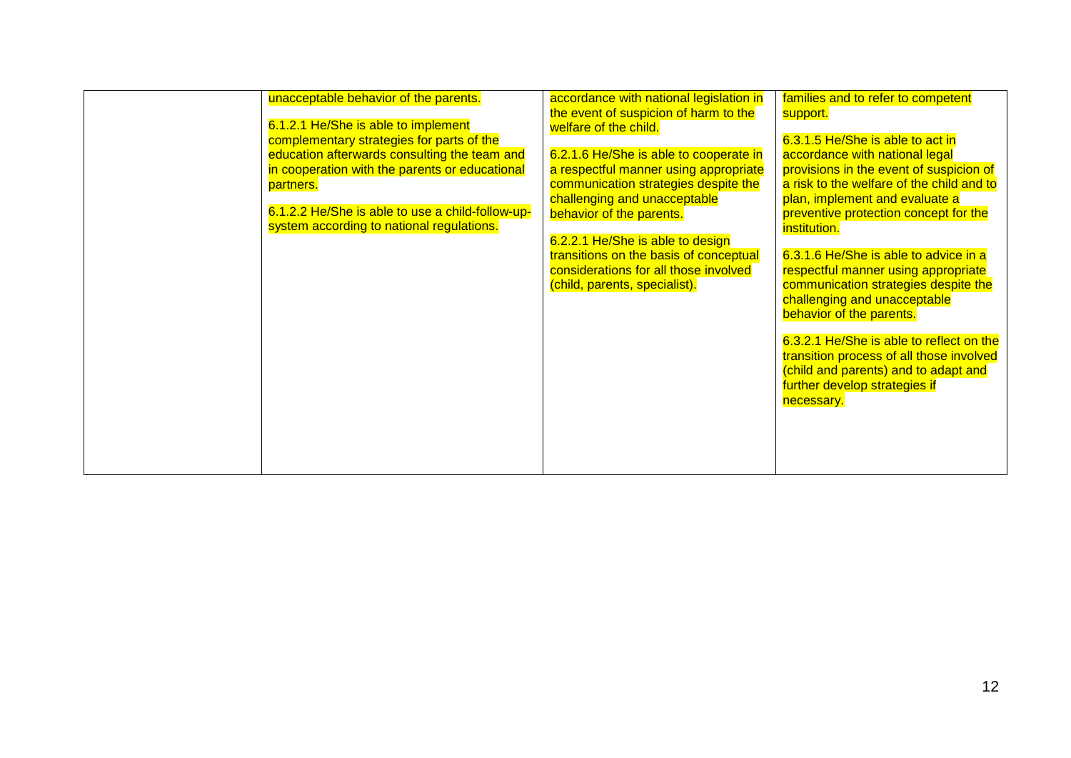|  |  |  |  |
|---|---|---|---|
|  | unacceptable behavior of the parents.<br><br>6.1.2.1 He/She is able to implement complementary strategies for parts of the education afterwards consulting the team and in cooperation with the parents or educational partners.<br><br>6.1.2.2 He/She is able to use a child-follow-up-system according to national regulations. | accordance with national legislation in the event of suspicion of harm to the welfare of the child.<br><br>6.2.1.6 He/She is able to cooperate in a respectful manner using appropriate communication strategies despite the challenging and unacceptable behavior of the parents.<br><br>6.2.2.1 He/She is able to design transitions on the basis of conceptual considerations for all those involved (child, parents, specialist). | families and to refer to competent support.<br><br>6.3.1.5 He/She is able to act in accordance with national legal provisions in the event of suspicion of a risk to the welfare of the child and to plan, implement and evaluate a preventive protection concept for the institution.<br><br>6.3.1.6 He/She is able to advice in a respectful manner using appropriate communication strategies despite the challenging and unacceptable behavior of the parents.<br><br>6.3.2.1 He/She is able to reflect on the transition process of all those involved (child and parents) and to adapt and further develop strategies if necessary. |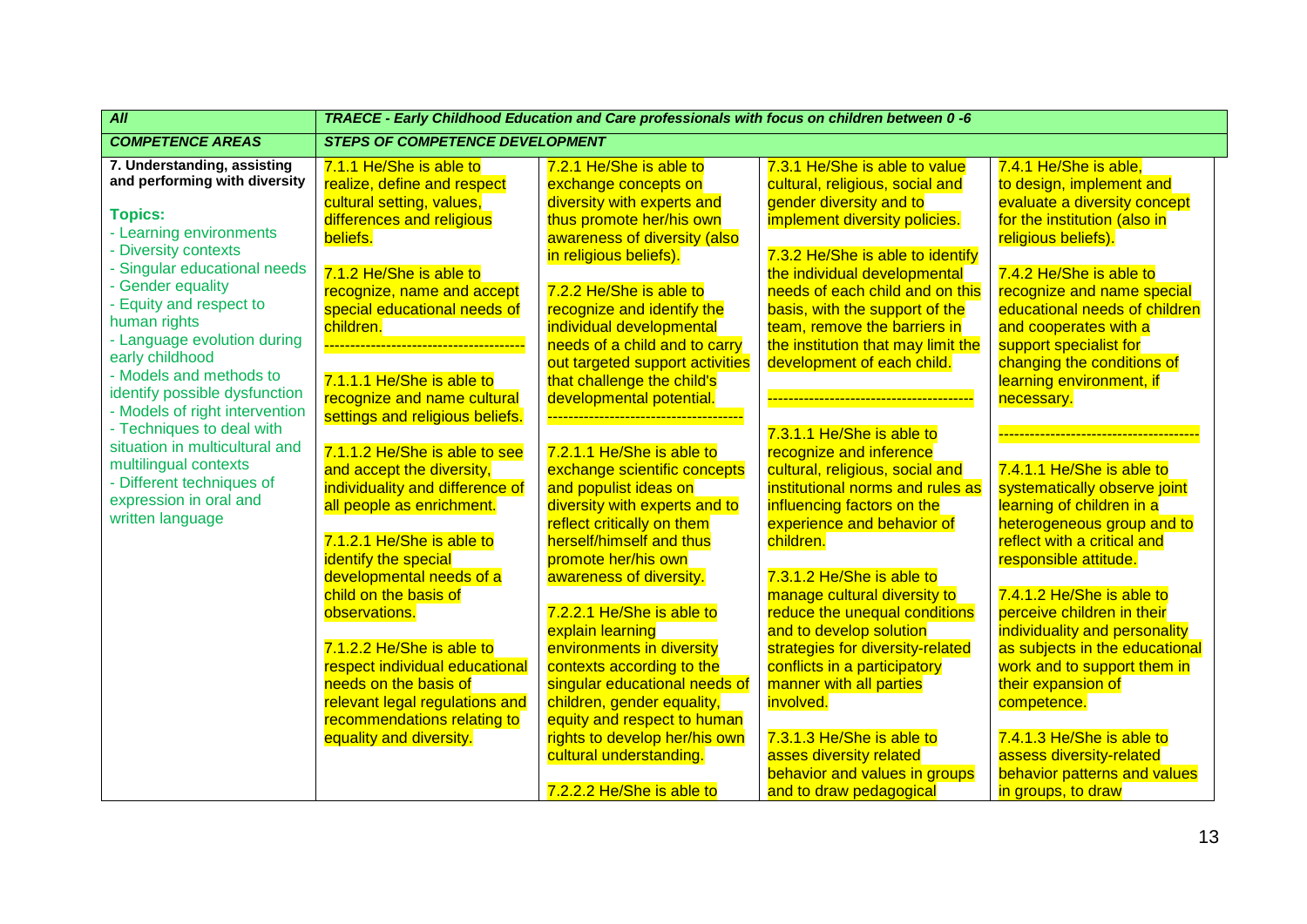| All | TRAECE - Early Childhood Education and Care professionals with focus on children between 0 -6 | | | |
|---|---|---|---|---|
| **COMPETENCE AREAS** | **STEPS OF COMPETENCE DEVELOPMENT** | | | |
| **7. Understanding, assisting and performing with diversity**<br><br>**Topics:**<br>- Learning environments<br>- Diversity contexts<br>- Singular educational needs<br>- Gender equality<br>- Equity and respect to human rights<br>- Language evolution during early childhood<br>- Models and methods to identify possible dysfunction<br>- Models of right intervention<br>- Techniques to deal with situation in multicultural and multilingual contexts<br>- Different techniques of expression in oral and written language | 7.1.1 He/She is able to realize, define and respect cultural setting, values, differences and religious beliefs.<br><br>7.1.2 He/She is able to recognize, name and accept special educational needs of children.<br>--------------------------------------<br>7.1.1.1 He/She is able to recognize and name cultural settings and religious beliefs.<br><br>7.1.1.2 He/She is able to see and accept the diversity, individuality and difference of all people as enrichment.<br><br>7.1.2.1 He/She is able to identify the special developmental needs of a child on the basis of observations.<br><br>7.1.2.2 He/She is able to respect individual educational needs on the basis of relevant legal regulations and recommendations relating to equality and diversity. | 7.2.1 He/She is able to exchange concepts on diversity with experts and thus promote her/his own awareness of diversity (also in religious beliefs).<br><br>7.2.2 He/She is able to recognize and identify the individual developmental needs of a child and to carry out targeted support activities that challenge the child's developmental potential.<br>------------------------------------<br>7.2.1.1 He/She is able to exchange scientific concepts and populist ideas on diversity with experts and to reflect critically on them herself/himself and thus promote her/his own awareness of diversity.<br><br>7.2.2.1 He/She is able to explain learning environments in diversity contexts according to the singular educational needs of children, gender equality, equity and respect to human rights to develop her/his own cultural understanding.<br><br>7.2.2.2 He/She is able to | 7.3.1 He/She is able to value cultural, religious, social and gender diversity and to implement diversity policies.<br><br>7.3.2 He/She is able to identify the individual developmental needs of each child and on this basis, with the support of the team, remove the barriers in the institution that may limit the development of each child.<br>---------------------------------------<br>7.3.1.1 He/She is able to recognize and inference cultural, religious, social and institutional norms and rules as influencing factors on the experience and behavior of children.<br><br>7.3.1.2 He/She is able to manage cultural diversity to reduce the unequal conditions and to develop solution strategies for diversity-related conflicts in a participatory manner with all parties involved.<br><br>7.3.1.3 He/She is able to asses diversity related behavior and values in groups and to draw pedagogical | 7.4.1 He/She is able, to design, implement and evaluate a diversity concept for the institution (also in religious beliefs).<br><br>7.4.2 He/She is able to recognize and name special educational needs of children and cooperates with a support specialist for changing the conditions of learning environment, if necessary.<br>--------------------------------------<br>7.4.1.1 He/She is able to systematically observe joint learning of children in a heterogeneous group and to reflect with a critical and responsible attitude.<br><br>7.4.1.2 He/She is able to perceive children in their individuality and personality as subjects in the educational work and to support them in their expansion of competence.<br><br>7.4.1.3 He/She is able to assess diversity-related behavior patterns and values in groups, to draw |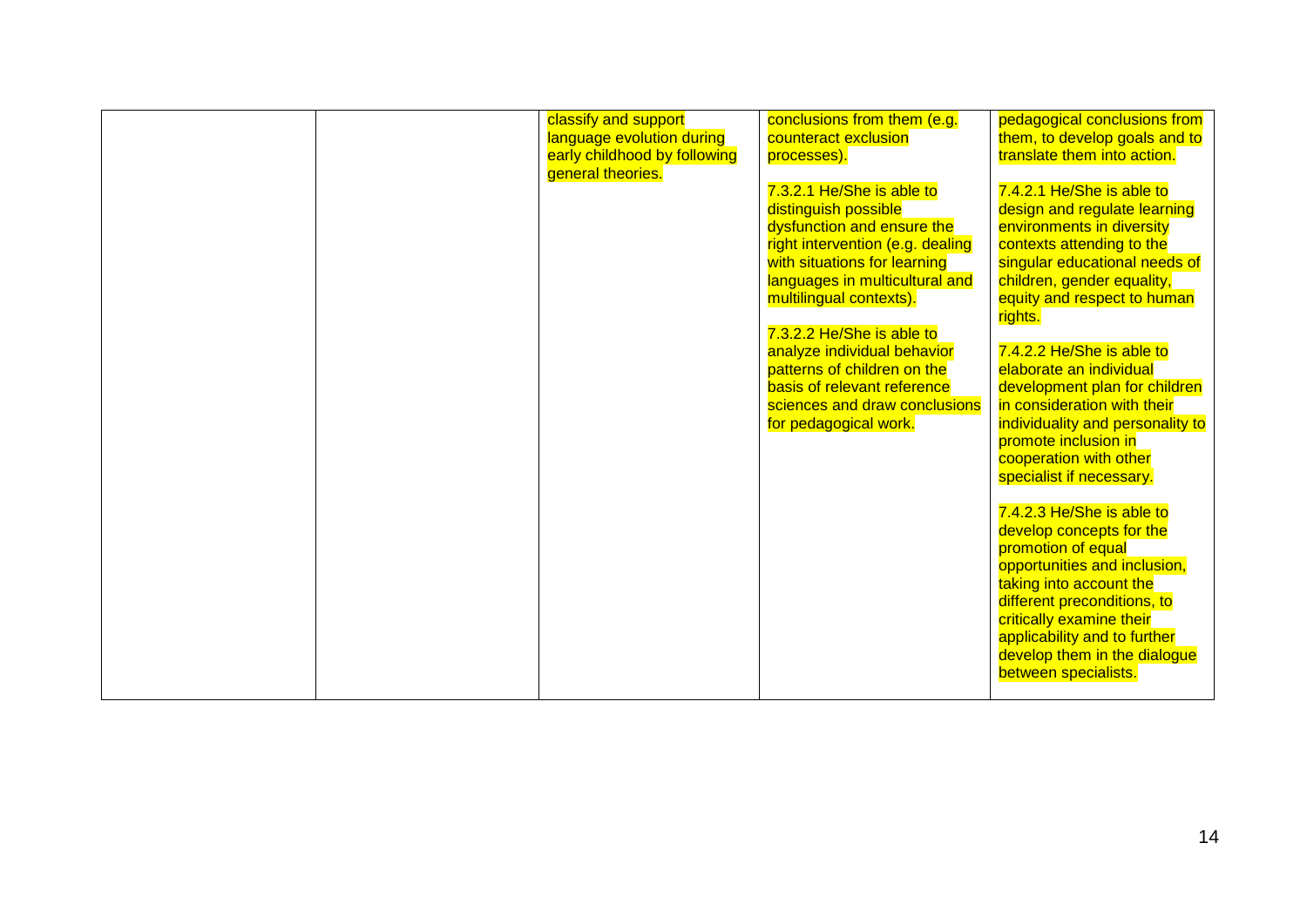|  |  |  |  |  |
|---|---|---|---|---|
|  |  | classify and support language evolution during early childhood by following general theories. | conclusions from them (e.g. counteract exclusion processes).<br><br>7.3.2.1 He/She is able to distinguish possible dysfunction and ensure the right intervention (e.g. dealing with situations for learning languages in multicultural and multilingual contexts).<br><br>7.3.2.2 He/She is able to analyze individual behavior patterns of children on the basis of relevant reference sciences and draw conclusions for pedagogical work. | pedagogical conclusions from them, to develop goals and to translate them into action.<br><br>7.4.2.1 He/She is able to design and regulate learning environments in diversity contexts attending to the singular educational needs of children, gender equality, equity and respect to human rights.<br><br>7.4.2.2 He/She is able to elaborate an individual development plan for children in consideration with their individuality and personality to promote inclusion in cooperation with other specialist if necessary.<br><br>7.4.2.3 He/She is able to develop concepts for the promotion of equal opportunities and inclusion, taking into account the different preconditions, to critically examine their applicability and to further develop them in the dialogue between specialists. |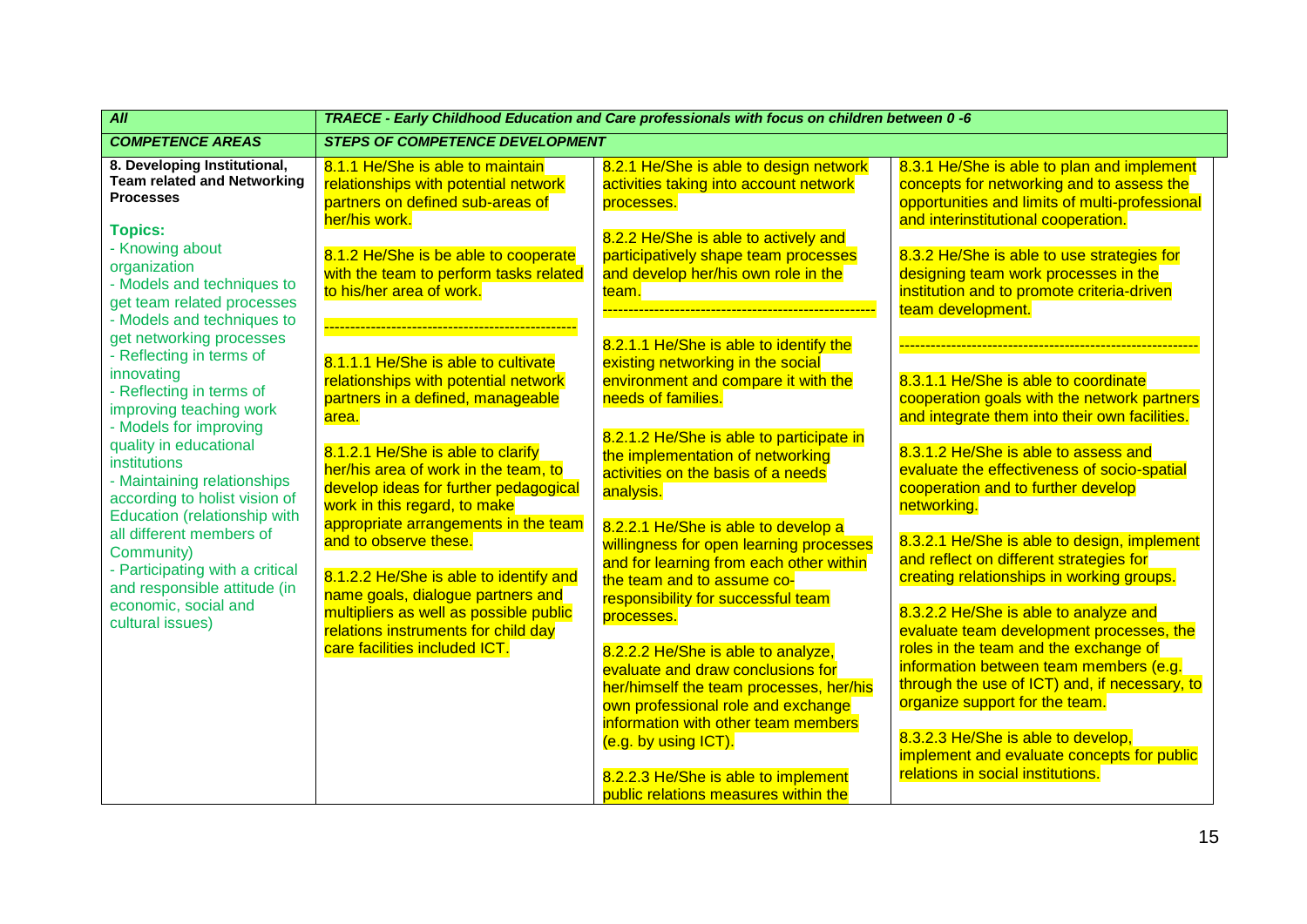| *All* | *TRAECE - Early Childhood Education and Care professionals with focus on children between 0 -6* | | |
|---|---|---|---|
| ***COMPETENCE AREAS*** | ***STEPS OF COMPETENCE DEVELOPMENT*** | | |
| **8. Developing Institutional, Team related and Networking Processes**<br><br>**Topics:**<br>- Knowing about organization<br>- Models and techniques to get team related processes<br>- Models and techniques to get networking processes<br>- Reflecting in terms of innovating<br>- Reflecting in terms of improving teaching work<br>- Models for improving quality in educational institutions<br>- Maintaining relationships according to holist vision of Education (relationship with all different members of Community)<br>- Participating with a critical and responsible attitude (in economic, social and cultural issues) | 8.1.1 He/She is able to maintain relationships with potential network partners on defined sub-areas of her/his work.<br><br>8.1.2 He/She is be able to cooperate with the team to perform tasks related to his/her area of work.<br><br>------------------------------------------------<br><br>8.1.1.1 He/She is able to cultivate relationships with potential network partners in a defined, manageable area.<br><br>8.1.2.1 He/She is able to clarify her/his area of work in the team, to develop ideas for further pedagogical work in this regard, to make appropriate arrangements in the team and to observe these.<br><br>8.1.2.2 He/She is able to identify and name goals, dialogue partners and multipliers as well as possible public relations instruments for child day care facilities included ICT. | 8.2.1 He/She is able to design network activities taking into account network processes.<br><br>8.2.2 He/She is able to actively and participatively shape team processes and develop her/his own role in the team.<br><br>------------------------------------------------------<br><br>8.2.1.1 He/She is able to identify the existing networking in the social environment and compare it with the needs of families.<br><br>8.2.1.2 He/She is able to participate in the implementation of networking activities on the basis of a needs analysis.<br><br>8.2.2.1 He/She is able to develop a willingness for open learning processes and for learning from each other within the team and to assume co-responsibility for successful team processes.<br><br>8.2.2.2 He/She is able to analyze, evaluate and draw conclusions for her/himself the team processes, her/his own professional role and exchange information with other team members (e.g. by using ICT).<br><br>8.2.2.3 He/She is able to implement public relations measures within the | 8.3.1 He/She is able to plan and implement concepts for networking and to assess the opportunities and limits of multi-professional and interinstitutional cooperation.<br><br>8.3.2 He/She is able to use strategies for designing team work processes in the institution and to promote criteria-driven team development.<br><br>-------------------------------------------------------<br><br>8.3.1.1 He/She is able to coordinate cooperation goals with the network partners and integrate them into their own facilities.<br><br>8.3.1.2 He/She is able to assess and evaluate the effectiveness of socio-spatial cooperation and to further develop networking.<br><br>8.3.2.1 He/She is able to design, implement and reflect on different strategies for creating relationships in working groups.<br><br>8.3.2.2 He/She is able to analyze and evaluate team development processes, the roles in the team and the exchange of information between team members (e.g. through the use of ICT) and, if necessary, to organize support for the team.<br><br>8.3.2.3 He/She is able to develop, implement and evaluate concepts for public relations in social institutions. |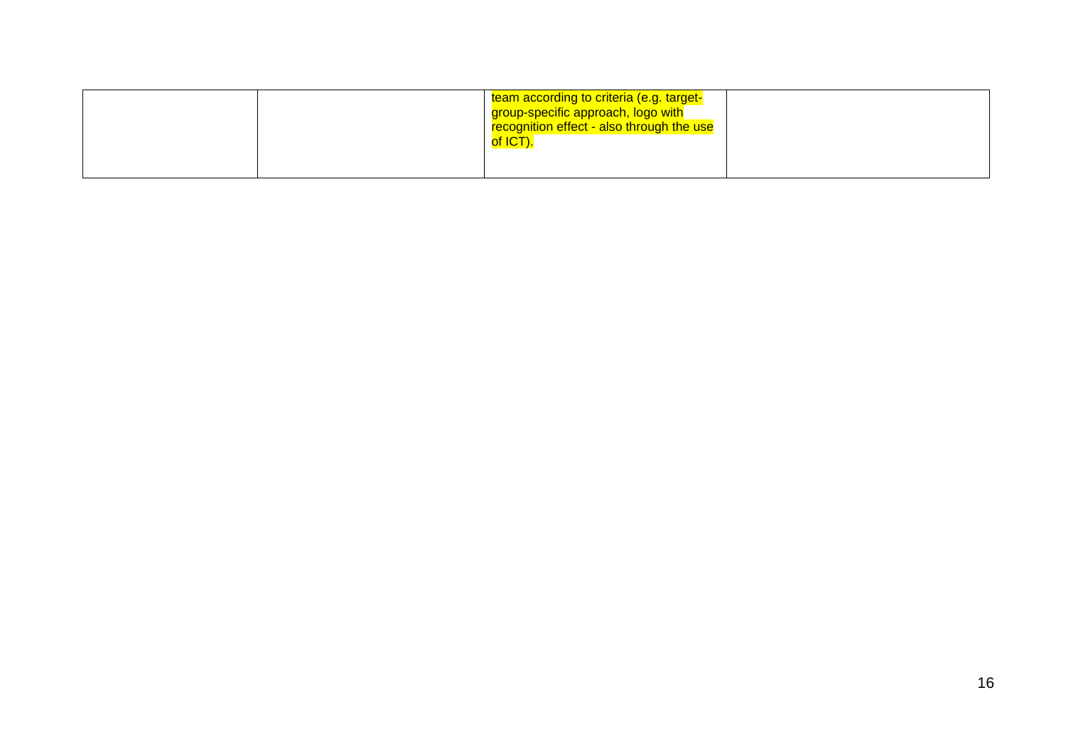| | | | |
|---|---|---|---|
| | | team according to criteria (e.g. target-group-specific approach, logo with recognition effect - also through the use of ICT). | |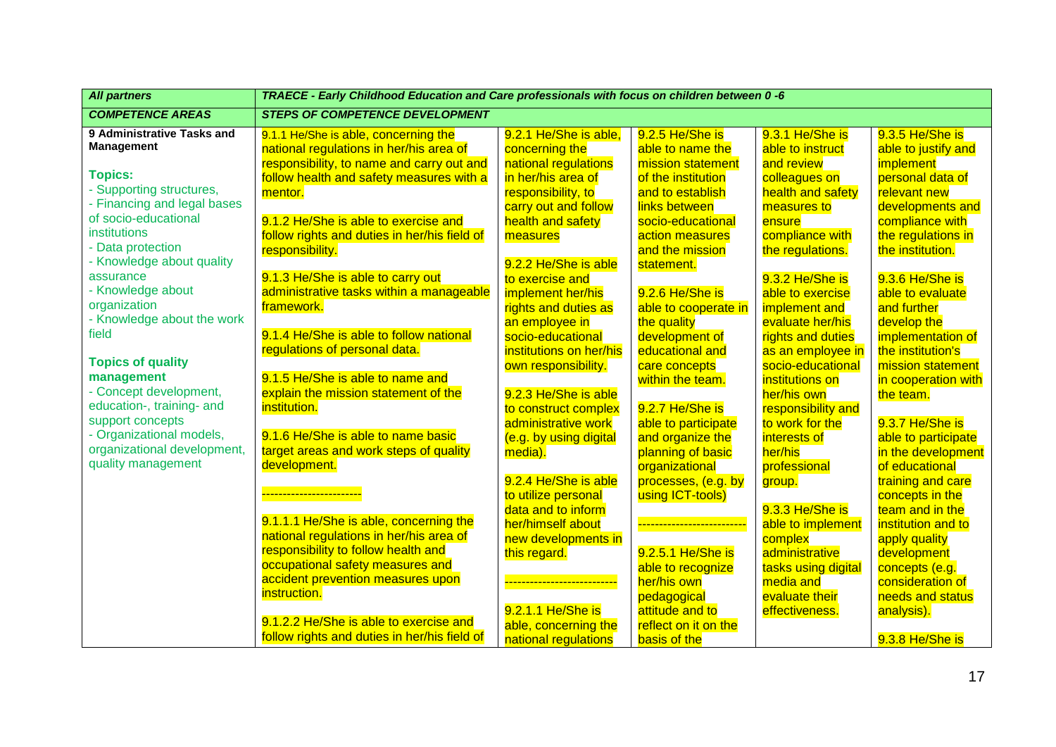| *All partners* | *TRAECE - Early Childhood Education and Care professionals with focus on children between 0 -6* | | | | |
|---|---|---|---|---|---|
| ***COMPETENCE AREAS*** | ***STEPS OF COMPETENCE DEVELOPMENT*** | | | | |
| **9 Administrative Tasks and Management**<br><br>**Topics:**<br>- Supporting structures,<br>- Financing and legal bases of socio-educational institutions<br>- Data protection<br>- Knowledge about quality assurance<br>- Knowledge about organization<br>- Knowledge about the work field<br><br>**Topics of quality management**<br>- Concept development, education-, training- and support concepts<br>- Organizational models, organizational development, quality management | 9.1.1 He/She is able, concerning the national regulations in her/his area of responsibility, to name and carry out and follow health and safety measures with a mentor.<br><br>9.1.2 He/She is able to exercise and follow rights and duties in her/his field of responsibility.<br><br>9.1.3 He/She is able to carry out administrative tasks within a manageable framework.<br><br>9.1.4 He/She is able to follow national regulations of personal data.<br><br>9.1.5 He/She is able to name and explain the mission statement of the institution.<br><br>9.1.6 He/She is able to name basic target areas and work steps of quality development.<br><br>----------------------<br><br>9.1.1.1 He/She is able, concerning the national regulations in her/his area of responsibility to follow health and occupational safety measures and accident prevention measures upon instruction.<br><br>9.1.2.2 He/She is able to exercise and follow rights and duties in her/his field of | 9.2.1 He/She is able, concerning the national regulations in her/his area of responsibility, to carry out and follow health and safety measures<br><br>9.2.2 He/She is able to exercise and implement her/his rights and duties as an employee in socio-educational institutions on her/his own responsibility.<br><br>9.2.3 He/She is able to construct complex administrative work (e.g. by using digital media).<br><br>9.2.4 He/She is able to utilize personal data and to inform her/himself about new developments in this regard.<br><br>-------------------------<br><br>9.2.1.1 He/She is able, concerning the national regulations | 9.2.5 He/She is able to name the mission statement of the institution and to establish links between socio-educational action measures and the mission statement.<br><br>9.2.6 He/She is able to cooperate in the quality development of educational and care concepts within the team.<br><br>9.2.7 He/She is able to participate and organize the planning of basic organizational processes, (e.g. by using ICT-tools)<br><br>-------------------------<br><br>9.2.5.1 He/She is able to recognize her/his own pedagogical attitude and to reflect on it on the basis of the | 9.3.1 He/She is able to instruct and review colleagues on health and safety measures to ensure compliance with the regulations.<br><br>9.3.2 He/She is able to exercise implement and evaluate her/his rights and duties as an employee in socio-educational institutions on her/his own responsibility and to work for the interests of her/his professional group.<br><br>9.3.3 He/She is able to implement complex administrative tasks using digital media and evaluate their effectiveness. | 9.3.5 He/She is able to justify and implement personal data of relevant new developments and compliance with the regulations in the institution.<br><br>9.3.6 He/She is able to evaluate and further develop the implementation of the institution's mission statement in cooperation with the team.<br><br>9.3.7 He/She is able to participate in the development of educational training and care concepts in the team and in the institution and to apply quality development concepts (e.g. consideration of needs and status analysis).<br><br>9.3.8 He/She is |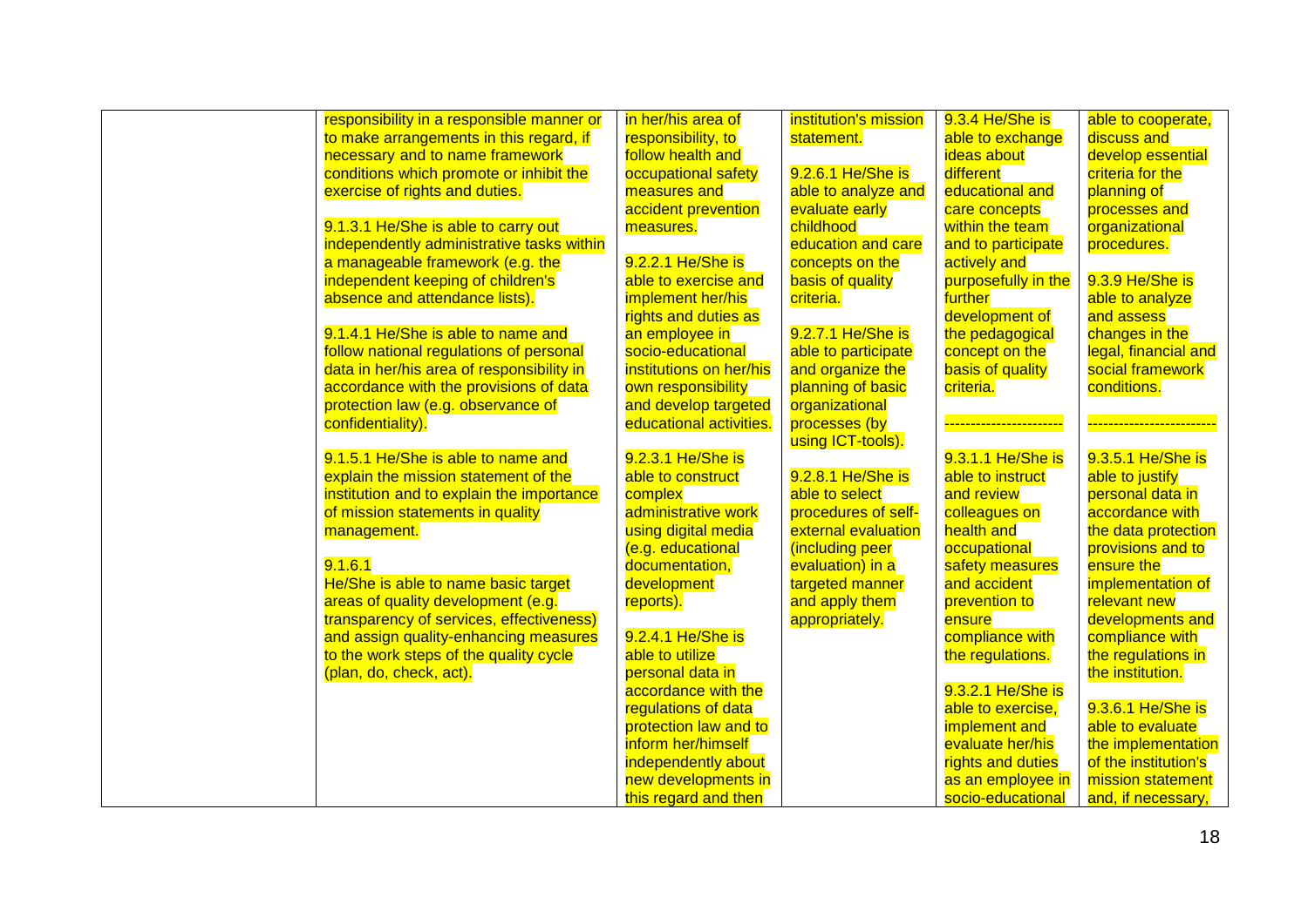| | | | | | |
|---|---|---|---|---|---|
| | responsibility in a responsible manner or to make arrangements in this regard, if necessary and to name framework conditions which promote or inhibit the exercise of rights and duties.<br><br>9.1.3.1 He/She is able to carry out independently administrative tasks within a manageable framework (e.g. the independent keeping of children's absence and attendance lists).<br><br>9.1.4.1 He/She is able to name and follow national regulations of personal data in her/his area of responsibility in accordance with the provisions of data protection law (e.g. observance of confidentiality).<br><br>9.1.5.1 He/She is able to name and explain the mission statement of the institution and to explain the importance of mission statements in quality management.<br><br>9.1.6.1<br>He/She is able to name basic target areas of quality development (e.g. transparency of services, effectiveness) and assign quality-enhancing measures to the work steps of the quality cycle (plan, do, check, act). | in her/his area of responsibility, to follow health and occupational safety measures and accident prevention measures.<br><br>9.2.2.1 He/She is able to exercise and implement her/his rights and duties as an employee in socio-educational institutions on her/his own responsibility and develop targeted educational activities.<br><br>9.2.3.1 He/She is able to construct complex administrative work using digital media (e.g. educational documentation, development reports).<br><br>9.2.4.1 He/She is able to utilize personal data in accordance with the regulations of data protection law and to inform her/himself independently about new developments in this regard and then | institution's mission statement.<br><br>9.2.6.1 He/She is able to analyze and evaluate early childhood education and care concepts on the basis of quality criteria.<br><br>9.2.7.1 He/She is able to participate and organize the planning of basic organizational processes (by using ICT-tools).<br><br>9.2.8.1 He/She is able to select procedures of self-external evaluation (including peer evaluation) in a targeted manner and apply them appropriately. | 9.3.4 He/She is able to exchange ideas about different educational and care concepts within the team and to participate actively and purposefully in the further development of the pedagogical concept on the basis of quality criteria.<br><br>----------------------<br><br>9.3.1.1 He/She is able to instruct and review colleagues on health and occupational safety measures and accident prevention to ensure compliance with the regulations.<br><br>9.3.2.1 He/She is able to exercise, implement and evaluate her/his rights and duties as an employee in socio-educational | able to cooperate, discuss and develop essential criteria for the planning of processes and organizational procedures.<br><br>9.3.9 He/She is able to analyze and assess changes in the legal, financial and social framework conditions.<br><br>------------------------<br><br>9.3.5.1 He/She is able to justify personal data in accordance with the data protection provisions and to ensure the implementation of relevant new developments and compliance with the regulations in the institution.<br><br>9.3.6.1 He/She is able to evaluate the implementation of the institution's mission statement and, if necessary, |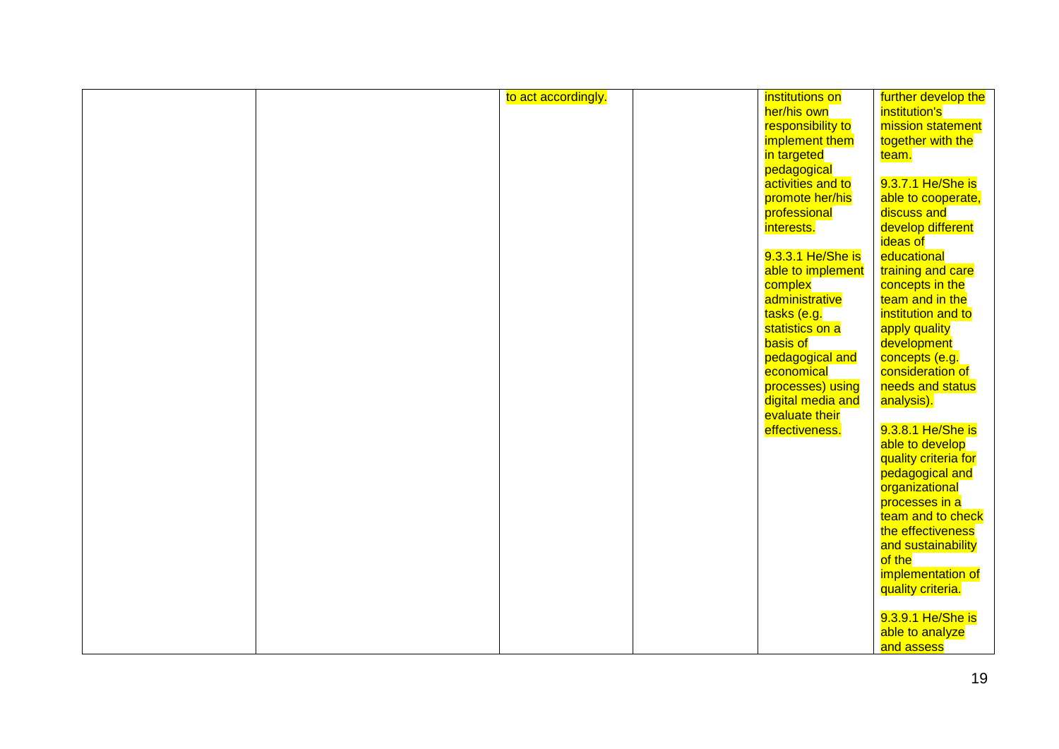|  |  |  |  |  |  |
|---|---|---|---|---|---|
|  |  | to act accordingly. |  | institutions on her/his own responsibility to implement them in targeted pedagogical activities and to promote her/his professional interests.<br><br>9.3.3.1 He/She is able to implement complex administrative tasks (e.g. statistics on a basis of pedagogical and economical processes) using digital media and evaluate their effectiveness. | further develop the institution's mission statement together with the team.<br><br>9.3.7.1 He/She is able to cooperate, discuss and develop different ideas of educational training and care concepts in the team and in the institution and to apply quality development concepts (e.g. consideration of needs and status analysis).<br><br>9.3.8.1 He/She is able to develop quality criteria for pedagogical and organizational processes in a team and to check the effectiveness and sustainability of the implementation of quality criteria.<br><br>9.3.9.1 He/She is able to analyze and assess |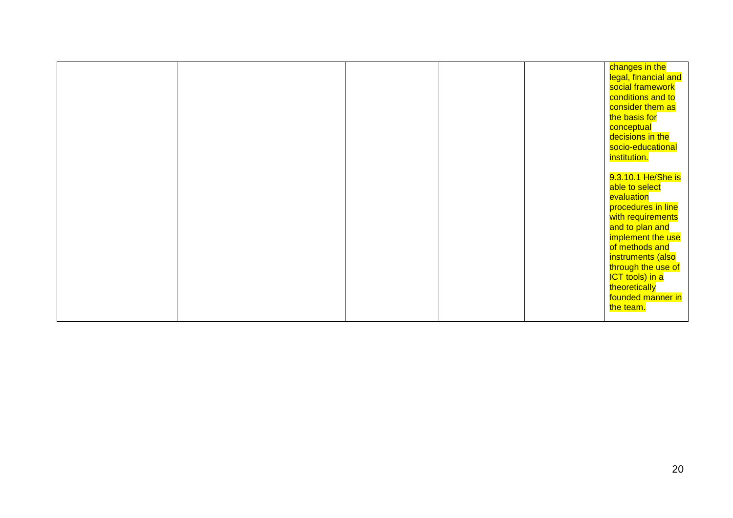| | | | | | |
|---|---|---|---|---|---|
| | | | | | changes in the legal, financial and social framework conditions and to consider them as the basis for conceptual decisions in the socio-educational institution.<br><br>9.3.10.1 He/She is able to select evaluation procedures in line with requirements and to plan and implement the use of methods and instruments (also through the use of ICT tools) in a theoretically founded manner in the team. |